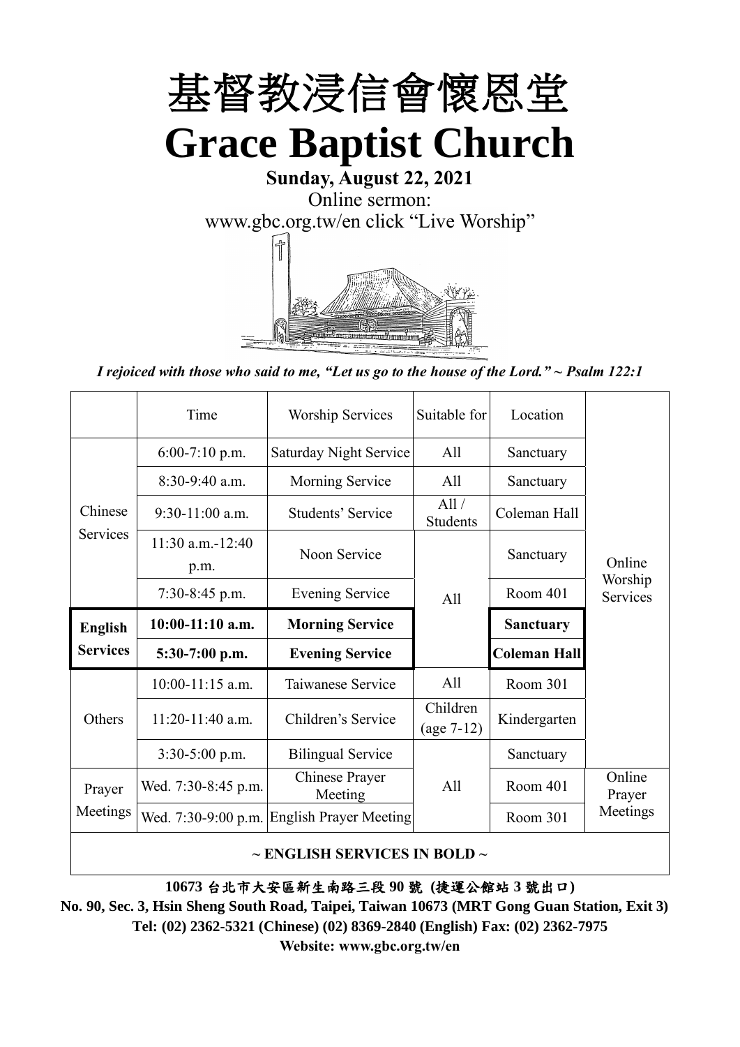# 基督教浸信會懷恩堂

# Grace Baptist Church

**Sunday, August 22, 2021**

Online sermon:

www.gbc.org.tw/en click "Live Worship"

*I rejoiced with those who said to me, "Let us go to the house of the Lord." ~ Psalm 122:1*

| | Time | Worship Services | Suitable for | Location | |
|---|---|---|---|---|---|
| Chinese Services | 6:00-7:10 p.m. | Saturday Night Service | All | Sanctuary | Online Worship Services |
| | 8:30-9:40 a.m. | Morning Service | All | Sanctuary | |
| | 9:30-11:00 a.m. | Students' Service | All / Students | Coleman Hall | |
| | 11:30 a.m.-12:40 p.m. | Noon Service | All | Sanctuary | |
| | 7:30-8:45 p.m. | Evening Service | | Room 401 | |
| **English Services** | **10:00-11:10 a.m.** | **Morning Service** | | **Sanctuary** | |
| | **5:30-7:00 p.m.** | **Evening Service** | | **Coleman Hall** | |
| Others | 10:00-11:15 a.m. | Taiwanese Service | All | Room 301 | |
| | 11:20-11:40 a.m. | Children's Service | Children (age 7-12) | Kindergarten | |
| | 3:30-5:00 p.m. | Bilingual Service | All | Sanctuary | |
| Prayer Meetings | Wed. 7:30-8:45 p.m. | Chinese Prayer Meeting | | Room 401 | Online Prayer Meetings |
| | Wed. 7:30-9:00 p.m. | English Prayer Meeting | | Room 301 | |

**~ ENGLISH SERVICES IN BOLD ~**

**10673 台北市大安區新生南路三段 90 號 (捷運公館站 3 號出口)**

**No. 90, Sec. 3, Hsin Sheng South Road, Taipei, Taiwan 10673 (MRT Gong Guan Station, Exit 3)**

**Tel: (02) 2362-5321 (Chinese) (02) 8369-2840 (English) Fax: (02) 2362-7975**

**Website: www.gbc.org.tw/en**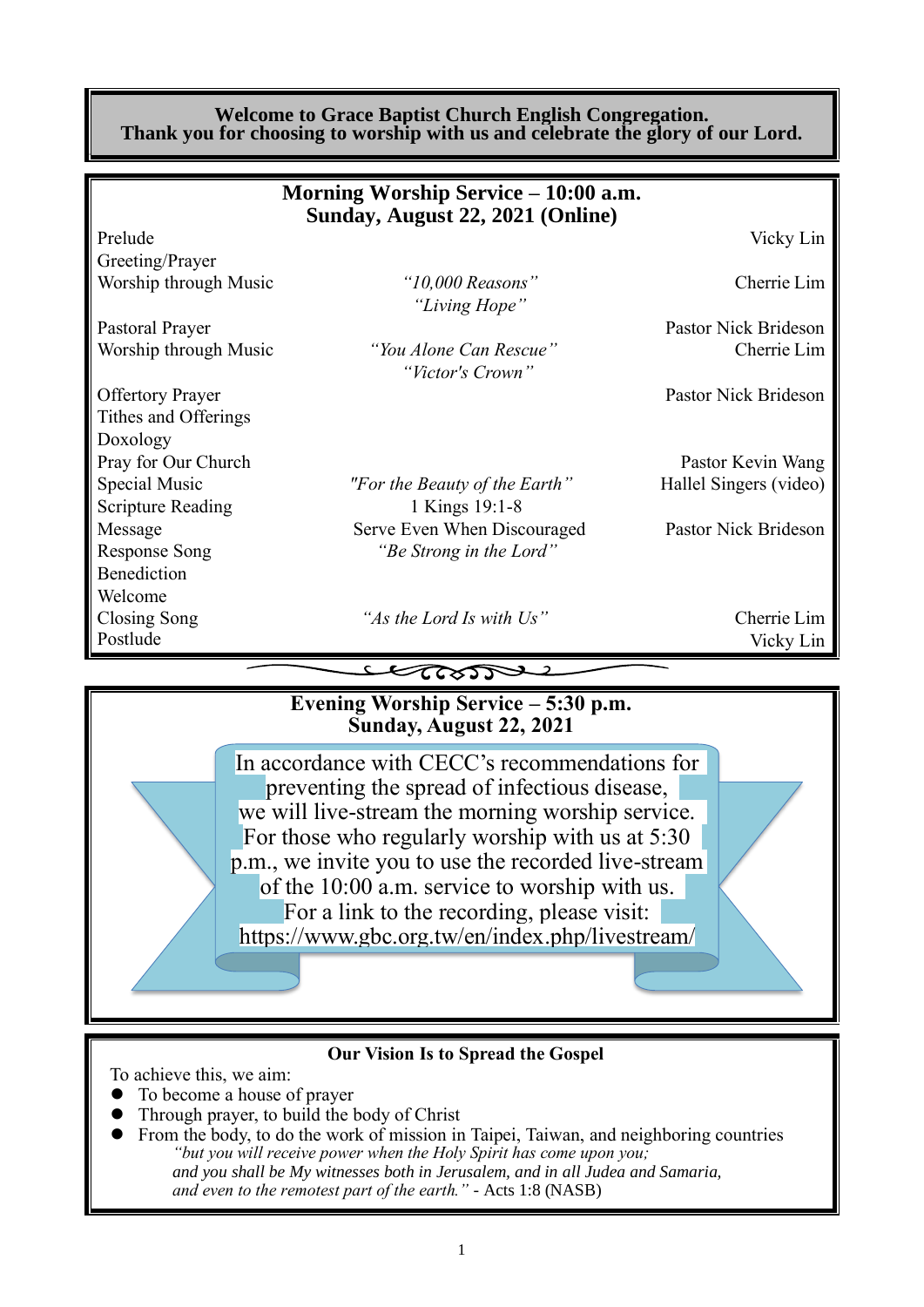**Welcome to Grace Baptist Church English Congregation.**
**Thank you for choosing to worship with us and celebrate the glory of our Lord.**

## Morning Worship Service – 10:00 a.m.
## Sunday, August 22, 2021 (Online)

| | | |
|---|---|---|
| Prelude | | Vicky Lin |
| Greeting/Prayer | | |
| Worship through Music | *"10,000 Reasons"* *"Living Hope"* | Cherrie Lim |
| Pastoral Prayer | | Pastor Nick Brideson |
| Worship through Music | *"You Alone Can Rescue"* *"Victor's Crown"* | Cherrie Lim |
| Offertory Prayer | | Pastor Nick Brideson |
| Tithes and Offerings | | |
| Doxology | | |
| Pray for Our Church | | Pastor Kevin Wang |
| Special Music | *"For the Beauty of the Earth"* | Hallel Singers (video) |
| Scripture Reading | 1 Kings 19:1-8 | |
| Message | Serve Even When Discouraged | Pastor Nick Brideson |
| Response Song | *"Be Strong in the Lord"* | |
| Benediction | | |
| Welcome | | |
| Closing Song | *"As the Lord Is with Us"* | Cherrie Lim |
| Postlude | | Vicky Lin |

## Evening Worship Service – 5:30 p.m.
## Sunday, August 22, 2021

In accordance with CECC's recommendations for preventing the spread of infectious disease, we will live-stream the morning worship service. For those who regularly worship with us at 5:30 p.m., we invite you to use the recorded live-stream of the 10:00 a.m. service to worship with us. For a link to the recording, please visit: https://www.gbc.org.tw/en/index.php/livestream/

### Our Vision Is to Spread the Gospel

To achieve this, we aim:

- To become a house of prayer
- Through prayer, to build the body of Christ
- From the body, to do the work of mission in Taipei, Taiwan, and neighboring countries

*"but you will receive power when the Holy Spirit has come upon you; and you shall be My witnesses both in Jerusalem, and in all Judea and Samaria, and even to the remotest part of the earth."* - Acts 1:8 (NASB)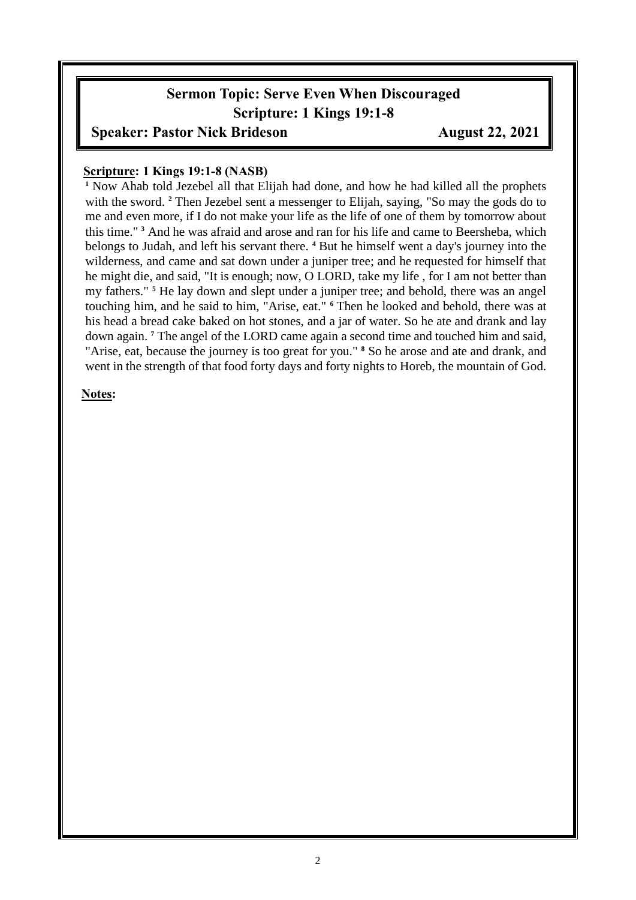## Sermon Topic: Serve Even When Discouraged

## Scripture: 1 Kings 19:1-8

**Speaker: Pastor Nick Brideson** **August 22, 2021**

**Scripture: 1 Kings 19:1-8 (NASB)**

[1] Now Ahab told Jezebel all that Elijah had done, and how he had killed all the prophets with the sword. [2] Then Jezebel sent a messenger to Elijah, saying, "So may the gods do to me and even more, if I do not make your life as the life of one of them by tomorrow about this time." [3] And he was afraid and arose and ran for his life and came to Beersheba, which belongs to Judah, and left his servant there. [4] But he himself went a day's journey into the wilderness, and came and sat down under a juniper tree; and he requested for himself that he might die, and said, "It is enough; now, O LORD, take my life , for I am not better than my fathers." [5] He lay down and slept under a juniper tree; and behold, there was an angel touching him, and he said to him, "Arise, eat." [6] Then he looked and behold, there was at his head a bread cake baked on hot stones, and a jar of water. So he ate and drank and lay down again. [7] The angel of the LORD came again a second time and touched him and said, "Arise, eat, because the journey is too great for you." [8] So he arose and ate and drank, and went in the strength of that food forty days and forty nights to Horeb, the mountain of God.

**Notes:**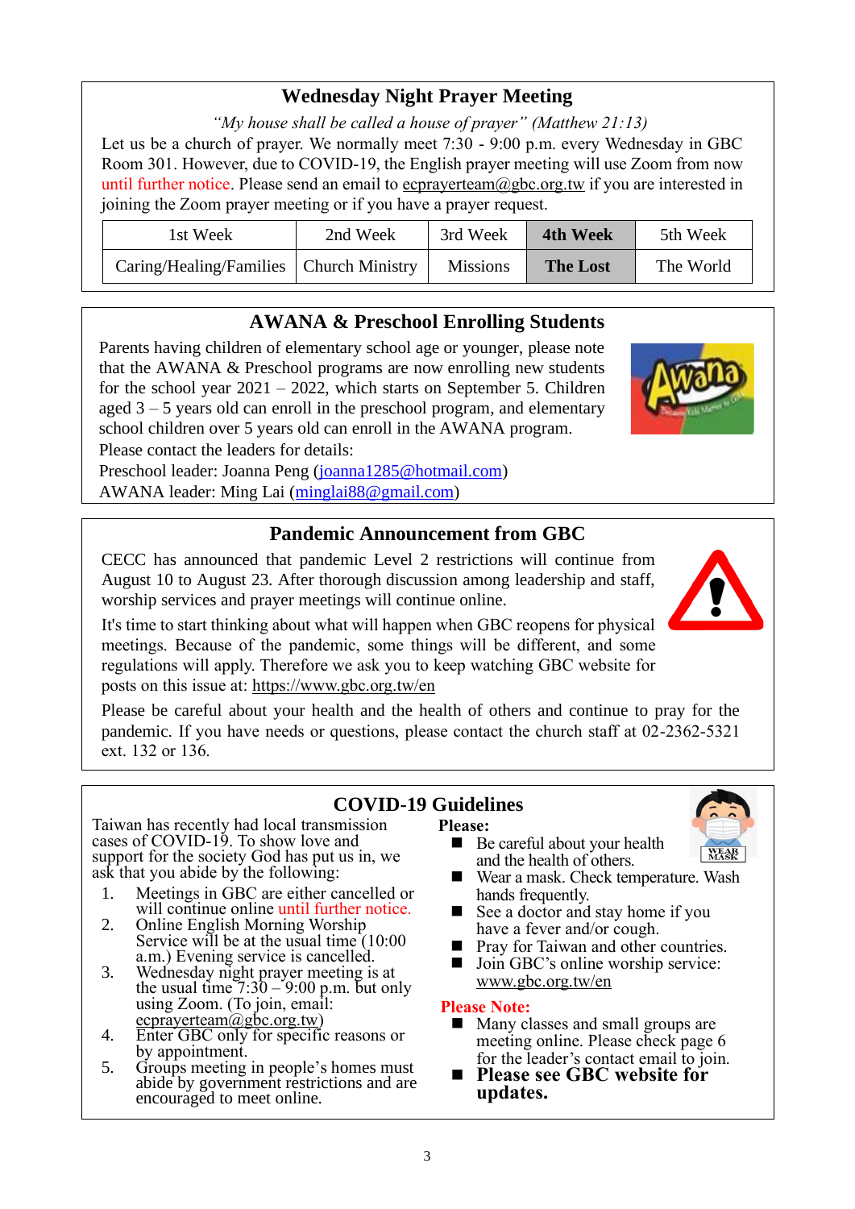## Wednesday Night Prayer Meeting

*"My house shall be called a house of prayer" (Matthew 21:13)*

Let us be a church of prayer. We normally meet 7:30 - 9:00 p.m. every Wednesday in GBC Room 301. However, due to COVID-19, the English prayer meeting will use Zoom from now until further notice. Please send an email to ecprayerteam@gbc.org.tw if you are interested in joining the Zoom prayer meeting or if you have a prayer request.

| 1st Week | 2nd Week | 3rd Week | **4th Week** | 5th Week |
|---|---|---|---|---|
| Caring/Healing/Families | Church Ministry | Missions | **The Lost** | The World |

## AWANA & Preschool Enrolling Students

Parents having children of elementary school age or younger, please note that the AWANA & Preschool programs are now enrolling new students for the school year 2021 – 2022, which starts on September 5. Children aged 3 – 5 years old can enroll in the preschool program, and elementary school children over 5 years old can enroll in the AWANA program.

Please contact the leaders for details:

Preschool leader: Joanna Peng (joanna1285@hotmail.com)

AWANA leader: Ming Lai (minglai88@gmail.com)

## Pandemic Announcement from GBC

CECC has announced that pandemic Level 2 restrictions will continue from August 10 to August 23. After thorough discussion among leadership and staff, worship services and prayer meetings will continue online.

It's time to start thinking about what will happen when GBC reopens for physical meetings. Because of the pandemic, some things will be different, and some regulations will apply. Therefore we ask you to keep watching GBC website for posts on this issue at: https://www.gbc.org.tw/en

Please be careful about your health and the health of others and continue to pray for the pandemic. If you have needs or questions, please contact the church staff at 02-2362-5321 ext. 132 or 136.

## COVID-19 Guidelines

Taiwan has recently had local transmission cases of COVID-19. To show love and support for the society God has put us in, we ask that you abide by the following:

1. Meetings in GBC are either cancelled or will continue online until further notice.
2. Online English Morning Worship Service will be at the usual time (10:00 a.m.) Evening service is cancelled.
3. Wednesday night prayer meeting is at the usual time 7:30 – 9:00 p.m. but only using Zoom. (To join, email: ecprayerteam@gbc.org.tw)
4. Enter GBC only for specific reasons or by appointment.
5. Groups meeting in people's homes must abide by government restrictions and are encouraged to meet online.

**Please:**

- Be careful about your health and the health of others.
- Wear a mask. Check temperature. Wash hands frequently.
- See a doctor and stay home if you have a fever and/or cough.
- Pray for Taiwan and other countries.
- Join GBC's online worship service: www.gbc.org.tw/en

**Please Note:**

- Many classes and small groups are meeting online. Please check page 6 for the leader's contact email to join.
- **Please see GBC website for updates.**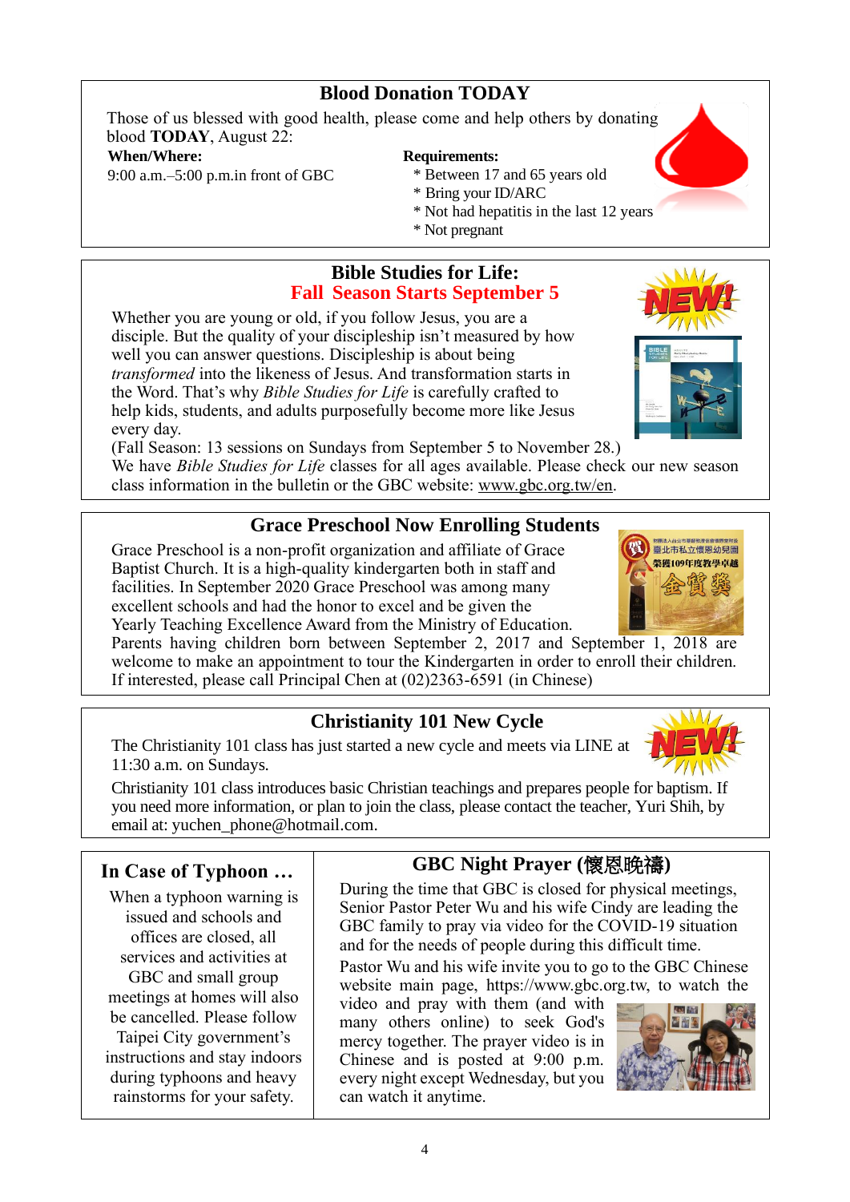## Blood Donation TODAY

Those of us blessed with good health, please come and help others by donating blood **TODAY**, August 22:

**When/Where:**

9:00 a.m.–5:00 p.m.in front of GBC

**Requirements:**

* Between 17 and 65 years old
* Bring your ID/ARC
* Not had hepatitis in the last 12 years
* Not pregnant

## Bible Studies for Life:
## Fall Season Starts September 5

Whether you are young or old, if you follow Jesus, you are a disciple. But the quality of your discipleship isn't measured by how well you can answer questions. Discipleship is about being *transformed* into the likeness of Jesus. And transformation starts in the Word. That's why *Bible Studies for Life* is carefully crafted to help kids, students, and adults purposefully become more like Jesus every day.

(Fall Season: 13 sessions on Sundays from September 5 to November 28.)

We have *Bible Studies for Life* classes for all ages available. Please check our new season class information in the bulletin or the GBC website: www.gbc.org.tw/en.

## Grace Preschool Now Enrolling Students

Grace Preschool is a non-profit organization and affiliate of Grace Baptist Church. It is a high-quality kindergarten both in staff and facilities. In September 2020 Grace Preschool was among many excellent schools and had the honor to excel and be given the Yearly Teaching Excellence Award from the Ministry of Education. Parents having children born between September 2, 2017 and September 1, 2018 are welcome to make an appointment to tour the Kindergarten in order to enroll their children. If interested, please call Principal Chen at (02)2363-6591 (in Chinese)

## Christianity 101 New Cycle

The Christianity 101 class has just started a new cycle and meets via LINE at 11:30 a.m. on Sundays.

Christianity 101 class introduces basic Christian teachings and prepares people for baptism. If you need more information, or plan to join the class, please contact the teacher, Yuri Shih, by email at: yuchen_phone@hotmail.com.

## In Case of Typhoon …

When a typhoon warning is issued and schools and offices are closed, all services and activities at GBC and small group meetings at homes will also be cancelled. Please follow Taipei City government's instructions and stay indoors during typhoons and heavy rainstorms for your safety.

## GBC Night Prayer (懷恩晚禱)

During the time that GBC is closed for physical meetings, Senior Pastor Peter Wu and his wife Cindy are leading the GBC family to pray via video for the COVID-19 situation and for the needs of people during this difficult time.

Pastor Wu and his wife invite you to go to the GBC Chinese website main page, https://www.gbc.org.tw, to watch the video and pray with them (and with many others online) to seek God's mercy together. The prayer video is in Chinese and is posted at 9:00 p.m. every night except Wednesday, but you can watch it anytime.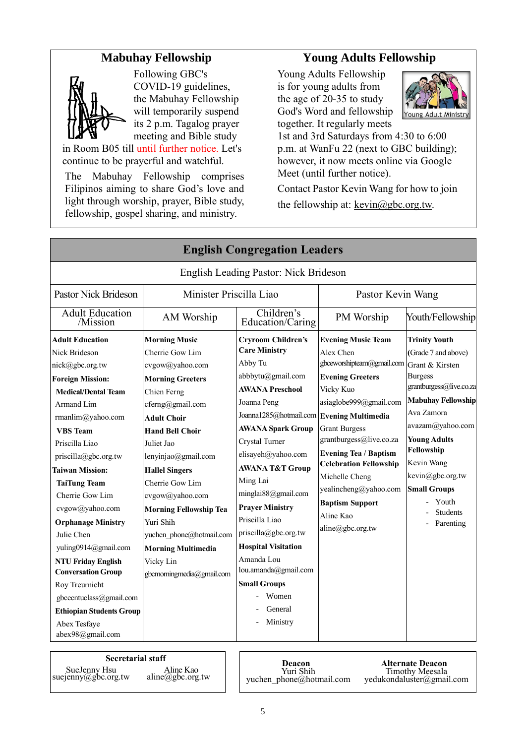## Mabuhay Fellowship

Following GBC's COVID-19 guidelines, the Mabuhay Fellowship will temporarily suspend its 2 p.m. Tagalog prayer meeting and Bible study in Room B05 till until further notice. Let's continue to be prayerful and watchful.

The Mabuhay Fellowship comprises Filipinos aiming to share God's love and light through worship, prayer, Bible study, fellowship, gospel sharing, and ministry.

## Young Adults Fellowship

Young Adults Fellowship is for young adults from the age of 20-35 to study God's Word and fellowship together. It regularly meets 1st and 3rd Saturdays from 4:30 to 6:00 p.m. at WanFu 22 (next to GBC building); however, it now meets online via Google Meet (until further notice).

Contact Pastor Kevin Wang for how to join the fellowship at: kevin@gbc.org.tw.

## English Congregation Leaders

English Leading Pastor: Nick Brideson

| Pastor Nick Brideson | Minister Priscilla Liao | | Pastor Kevin Wang | |
|---|---|---|---|---|
| Adult Education /Mission | AM Worship | Children's Education/Caring | PM Worship | Youth/Fellowship |
| **Adult Education**<br>Nick Brideson<br>nick@gbc.org.tw<br>**Foreign Mission:**<br>**Medical/Dental Team**<br>Armand Lim<br>rmanlim@yahoo.com<br>**VBS Team**<br>Priscilla Liao<br>priscilla@gbc.org.tw<br>**Taiwan Mission:**<br>**TaiTung Team**<br>Cherrie Gow Lim<br>cvgow@yahoo.com<br>**Orphanage Ministry**<br>Julie Chen<br>yuling0914@gmail.com<br>**NTU Friday English Conversation Group**<br>Roy Treurnicht<br>gbcecntuclass@gmail.com<br>**Ethiopian Students Group**<br>Abex Tesfaye<br>abex98@gmail.com | **Morning Music**<br>Cherrie Gow Lim<br>cvgow@yahoo.com<br>**Morning Greeters**<br>Chien Ferng<br>cferng@gmail.com<br>**Adult Choir**<br>**Hand Bell Choir**<br>Juliet Jao<br>lenyinjao@gmail.com<br>**Hallel Singers**<br>Cherrie Gow Lim<br>cvgow@yahoo.com<br>**Morning Fellowship Tea**<br>Yuri Shih<br>yuchen_phone@hotmail.com<br>**Morning Multimedia**<br>Vicky Lin<br>gbcmorningmedia@gmail.com | **Cryroom Children's Care Ministry**<br>Abby Tu<br>abbbytu@gmail.com<br>**AWANA Preschool**<br>Joanna Peng<br>Joanna1285@hotmail.com<br>**AWANA Spark Group**<br>Crystal Turner<br>elisayeh@yahoo.com<br>**AWANA T&T Group**<br>Ming Lai<br>minglai88@gmail.com<br>**Prayer Ministry**<br>Priscilla Liao<br>priscilla@gbc.org.tw<br>**Hospital Visitation**<br>Amanda Lou<br>lou.amanda@gmail.com<br>**Small Groups**<br>- Women<br>- General<br>- Ministry | **Evening Music Team**<br>Alex Chen<br>gbceworshipteam@gmail.com<br>**Evening Greeters**<br>Vicky Kuo<br>asiaglobe999@gmail.com<br>**Evening Multimedia**<br>Grant Burgess<br>grantburgess@live.co.za<br>**Evening Tea / Baptism Celebration Fellowship**<br>Michelle Cheng<br>yealincheng@yahoo.com<br>**Baptism Support**<br>Aline Kao<br>aline@gbc.org.tw | **Trinity Youth**<br>(Grade 7 and above)<br>Grant & Kirsten Burgess<br>grantburgess@live.co.za<br>**Mabuhay Fellowship**<br>Ava Zamora<br>avazam@yahoo.com<br>**Young Adults Fellowship**<br>Kevin Wang<br>kevin@gbc.org.tw<br>**Small Groups**<br>- Youth<br>- Students<br>- Parenting |

**Secretarial staff**

SueJenny Hsu — suejenny@gbc.org.tw
Aline Kao — aline@gbc.org.tw

**Deacon**
Yuri Shih — yuchen_phone@hotmail.com

**Alternate Deacon**
Timothy Meesala — yedukondaluster@gmail.com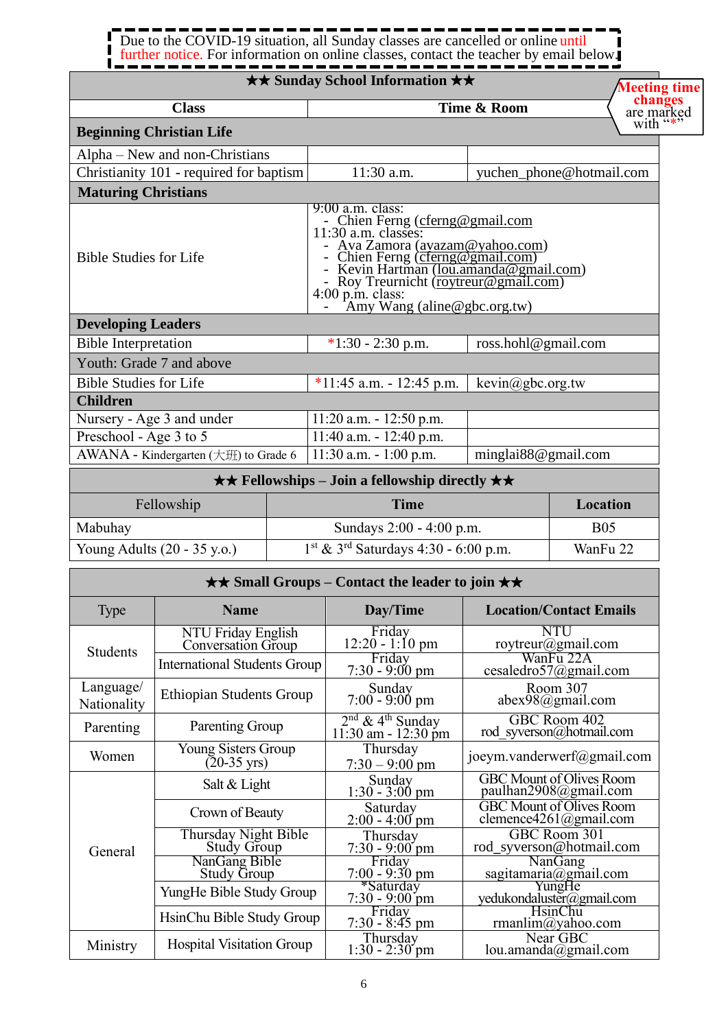Due to the COVID-19 situation, all Sunday classes are cancelled or online until further notice. For information on online classes, contact the teacher by email below.

Meeting time changes are marked with "*"

| ★★ Sunday School Information ★★ | | |
|---|---|---|
| **Class** | **Time & Room** | |
| **Beginning Christian Life** | | |
| Alpha – New and non-Christians | | |
| Christianity 101 - required for baptism | 11:30 a.m. | yuchen_phone@hotmail.com |
| **Maturing Christians** | | |
| Bible Studies for Life | 9:00 a.m. class:<br>- Chien Ferng (cferng@gmail.com<br>11:30 a.m. classes:<br>- Ava Zamora (avazam@yahoo.com)<br>- Chien Ferng (cferng@gmail.com)<br>- Kevin Hartman (lou.amanda@gmail.com)<br>- Roy Treurnicht (roytreur@gmail.com)<br>4:00 p.m. class:<br>- Amy Wang (aline@gbc.org.tw) | |
| **Developing Leaders** | | |
| Bible Interpretation | *1:30 - 2:30 p.m. | ross.hohl@gmail.com |
| Youth: Grade 7 and above | | |
| Bible Studies for Life | *11:45 a.m. - 12:45 p.m. | kevin@gbc.org.tw |
| **Children** | | |
| Nursery - Age 3 and under | 11:20 a.m. - 12:50 p.m. | |
| Preschool - Age 3 to 5 | 11:40 a.m. - 12:40 p.m. | |
| AWANA - Kindergarten (大班) to Grade 6 | 11:30 a.m. - 1:00 p.m. | minglai88@gmail.com |

| ★★ Fellowships – Join a fellowship directly ★★ | | |
|---|---|---|
| Fellowship | **Time** | **Location** |
| Mabuhay | Sundays 2:00 - 4:00 p.m. | B05 |
| Young Adults (20 - 35 y.o.) | 1st & 3rd Saturdays 4:30 - 6:00 p.m. | WanFu 22 |

| ★★ Small Groups – Contact the leader to join ★★ | | | |
|---|---|---|---|
| Type | **Name** | **Day/Time** | **Location/Contact Emails** |
| Students | NTU Friday English Conversation Group | Friday 12:20 - 1:10 pm | NTU roytreur@gmail.com |
| | International Students Group | Friday 7:30 - 9:00 pm | WanFu 22A cesaledro57@gmail.com |
| Language/ Nationality | Ethiopian Students Group | Sunday 7:00 - 9:00 pm | Room 307 abex98@gmail.com |
| Parenting | Parenting Group | 2nd & 4th Sunday 11:30 am - 12:30 pm | GBC Room 402 rod_syverson@hotmail.com |
| Women | Young Sisters Group (20-35 yrs) | Thursday 7:30 – 9:00 pm | joeym.vanderwerf@gmail.com |
| General | Salt & Light | Sunday 1:30 - 3:00 pm | GBC Mount of Olives Room paulhan2908@gmail.com |
| | Crown of Beauty | Saturday 2:00 - 4:00 pm | GBC Mount of Olives Room clemence4261@gmail.com |
| | Thursday Night Bible Study Group | Thursday 7:30 - 9:00 pm | GBC Room 301 rod_syverson@hotmail.com |
| | NanGang Bible Study Group | Friday 7:00 - 9:30 pm | NanGang sagitamaria@gmail.com |
| | YungHe Bible Study Group | *Saturday 7:30 - 9:00 pm | YungHe yedukondaluster@gmail.com |
| | HsinChu Bible Study Group | Friday 7:30 - 8:45 pm | HsinChu rmanlim@yahoo.com |
| Ministry | Hospital Visitation Group | Thursday 1:30 - 2:30 pm | Near GBC lou.amanda@gmail.com |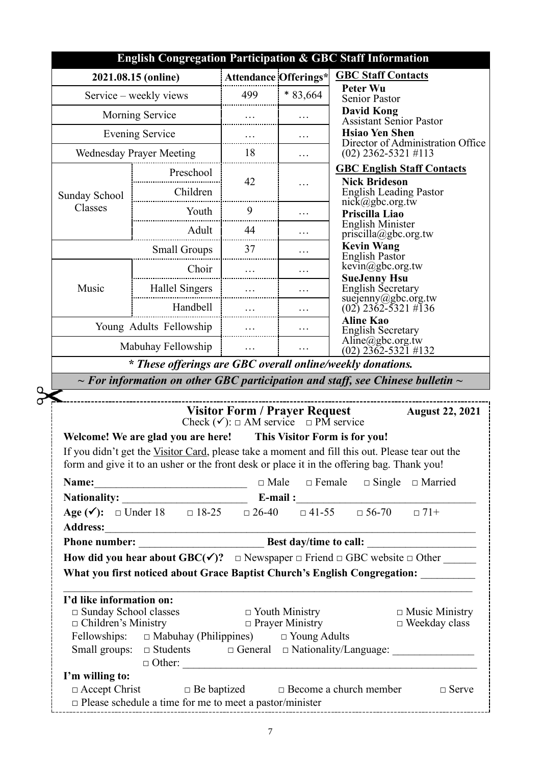## English Congregation Participation & GBC Staff Information

| 2021.08.15 (online) | | Attendance | Offerings* |
|---|---|---|---|
| Service – weekly views | | 499 | * 83,664 |
| Morning Service | | … | … |
| Evening Service | | … | … |
| Wednesday Prayer Meeting | | 18 | … |
| Sunday School Classes | Preschool | 42 | … |
| | Children | | |
| | Youth | 9 | … |
| | Adult | 44 | … |
| Small Groups | | 37 | … |
| Music | Choir | … | … |
| | Hallel Singers | … | … |
| | Handbell | … | … |
| Young Adults Fellowship | | … | … |
| Mabuhay Fellowship | | … | … |

**GBC Staff Contacts**

**Peter Wu**
Senior Pastor

**David Kong**
Assistant Senior Pastor

**Hsiao Yen Shen**
Director of Administration Office
(02) 2362-5321 #113

**GBC English Staff Contacts**

**Nick Brideson**
English Leading Pastor
nick@gbc.org.tw

**Priscilla Liao**
English Minister
priscilla@gbc.org.tw

**Kevin Wang**
English Pastor
kevin@gbc.org.tw

**SueJenny Hsu**
English Secretary
suejenny@gbc.org.tw
(02) 2362-5321 #136

**Aline Kao**
English Secretary
Aline@gbc.org.tw
(02) 2362-5321 #132

***\* These offerings are GBC overall online/weekly donations.***

***~ For information on other GBC participation and staff, see Chinese bulletin ~***

---

### Visitor Form / Prayer Request

**August 22, 2021**

Check (✓): □ AM service □ PM service

**Welcome! We are glad you are here! This Visitor Form is for you!**

If you didn't get the Visitor Card, please take a moment and fill this out. Please tear out the form and give it to an usher or the front desk or place it in the offering bag. Thank you!

**Name:**\_\_\_\_\_\_\_\_\_\_\_\_\_\_\_\_\_\_\_\_\_\_\_\_\_\_ □ Male □ Female □ Single □ Married

**Nationality:** \_\_\_\_\_\_\_\_\_\_\_\_\_\_\_\_\_\_\_\_\_\_ **E-mail :**\_\_\_\_\_\_\_\_\_\_\_\_\_\_\_\_\_\_\_\_\_\_\_\_\_\_\_\_\_\_

**Age (✓):** □ Under 18 □ 18-25 □ 26-40 □ 41-55 □ 56-70 □ 71+

**Address:**\_\_\_\_\_\_\_\_\_\_\_\_\_\_\_\_\_\_\_\_\_\_\_\_\_\_\_\_\_\_\_\_\_\_\_\_\_\_\_\_\_\_\_\_\_\_\_\_\_\_\_\_\_\_\_\_\_\_\_\_\_\_\_\_

**Phone number:** \_\_\_\_\_\_\_\_\_\_\_\_\_\_\_\_\_\_\_\_\_\_ **Best day/time to call:** \_\_\_\_\_\_\_\_\_\_\_\_\_\_\_\_\_\_\_

**How did you hear about GBC(✓)?** □ Newspaper □ Friend □ GBC website □ Other \_\_\_\_\_\_

**What you first noticed about Grace Baptist Church's English Congregation:** \_\_\_\_\_\_\_\_\_\_

\_\_\_\_\_\_\_\_\_\_\_\_\_\_\_\_\_\_\_\_\_\_\_\_\_\_\_\_\_\_\_\_\_\_\_\_\_\_\_\_\_\_\_\_\_\_\_\_\_\_\_\_\_\_\_\_\_\_\_\_\_\_\_\_\_\_\_\_\_\_\_\_\_\_

**I'd like information on:**

□ Sunday School classes □ Youth Ministry □ Music Ministry
□ Children's Ministry □ Prayer Ministry □ Weekday class

Fellowships: □ Mabuhay (Philippines) □ Young Adults

Small groups: □ Students □ General □ Nationality/Language: \_\_\_\_\_\_\_\_\_\_\_\_\_\_\_
□ Other: \_\_\_\_\_\_\_\_\_\_\_\_\_\_\_\_\_\_\_\_\_\_\_\_\_\_\_\_\_\_\_\_\_\_\_\_\_\_\_\_\_\_\_\_\_\_\_\_\_\_\_\_\_\_\_\_

**I'm willing to:**

□ Accept Christ □ Be baptized □ Become a church member □ Serve

□ Please schedule a time for me to meet a pastor/minister